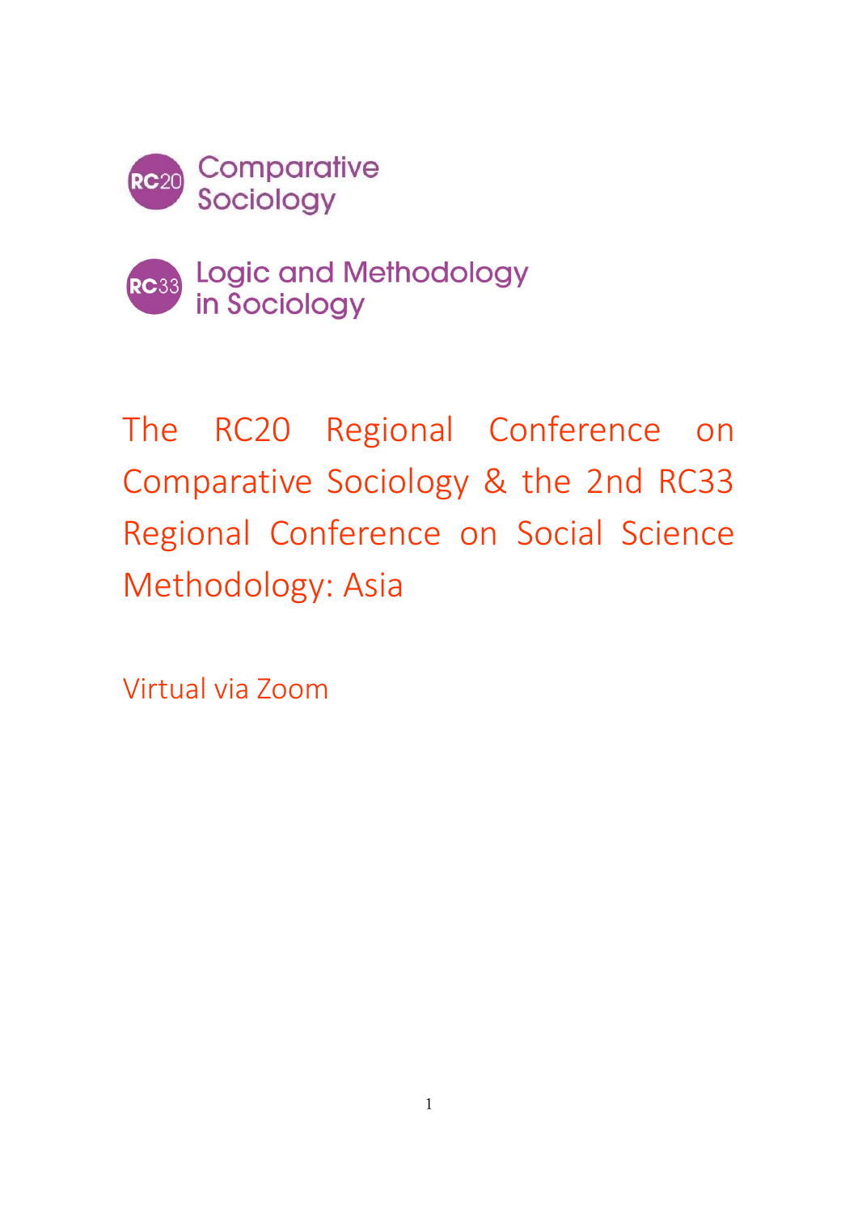RC20 Comparative Sociology

RC33 Logic and Methodology in Sociology

# The RC20 Regional Conference on Comparative Sociology & the 2nd RC33 Regional Conference on Social Science Methodology: Asia

Virtual via Zoom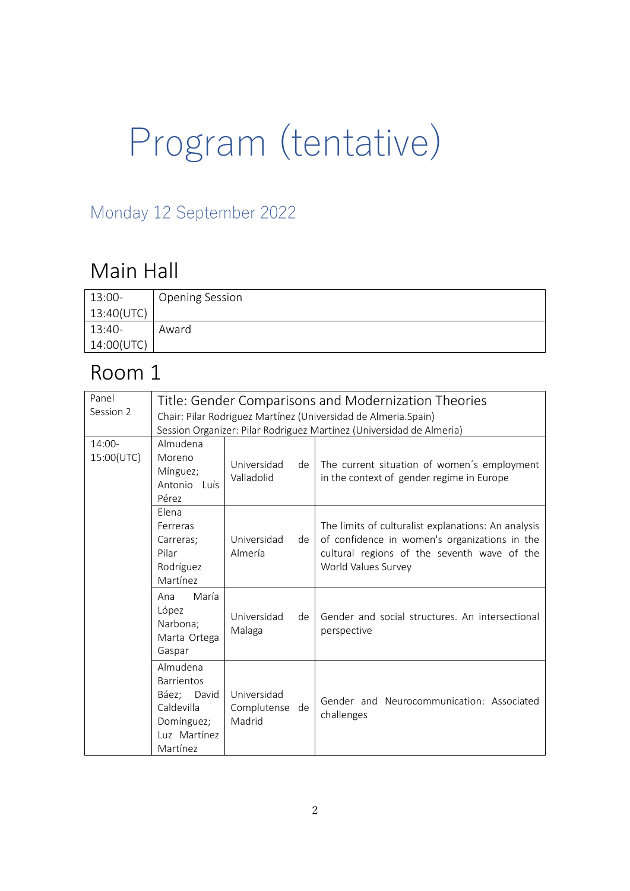# Program (tentative)

## Monday 12 September 2022

### Main Hall

| | |
|---|---|
| 13:00-13:40(UTC) | Opening Session |
| 13:40-14:00(UTC) | Award |

### Room 1

| Panel Session 2 | Title: Gender Comparisons and Modernization Theories<br>Chair: Pilar Rodriguez Martínez (Universidad de Almeria.Spain)<br>Session Organizer: Pilar Rodriguez Martínez (Universidad de Almeria) | | |
|---|---|---|---|
| 14:00-15:00(UTC) | Almudena Moreno Mínguez; Antonio Luís Pérez | Universidad de Valladolid | The current situation of women´s employment in the context of gender regime in Europe |
| | Elena Ferreras Carreras; Pilar Rodríguez Martínez | Universidad de Almería | The limits of culturalist explanations: An analysis of confidence in women's organizations in the cultural regions of the seventh wave of the World Values Survey |
| | Ana María López Narbona; Marta Ortega Gaspar | Universidad de Malaga | Gender and social structures. An intersectional perspective |
| | Almudena Barrientos Báez; David Caldevilla Domínguez; Luz Martínez Martínez | Universidad Complutense de Madrid | Gender and Neurocommunication: Associated challenges |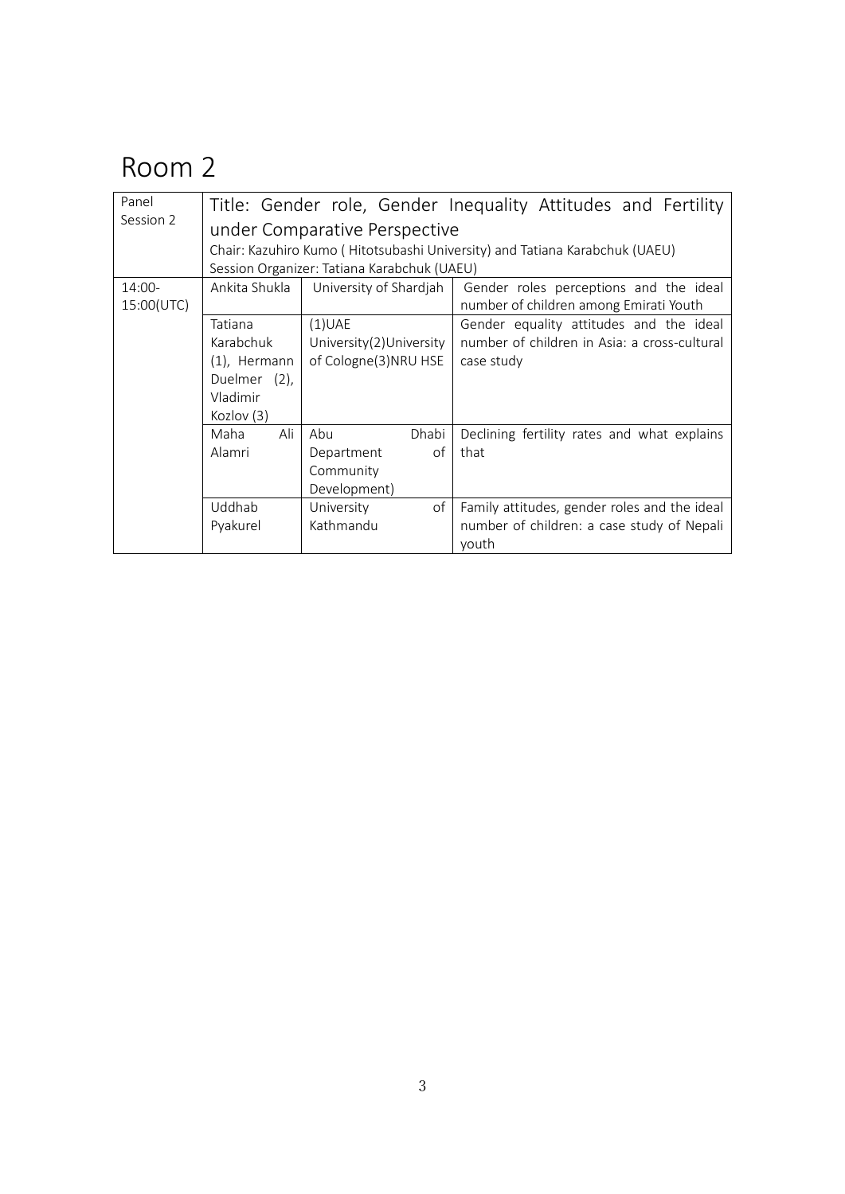# Room 2

| Panel Session 2 | Title: Gender role, Gender Inequality Attitudes and Fertility under Comparative Perspective<br>Chair: Kazuhiro Kumo ( Hitotsubashi University) and Tatiana Karabchuk (UAEU)<br>Session Organizer: Tatiana Karabchuk (UAEU) | | |
|---|---|---|---|
| 14:00-15:00(UTC) | Ankita Shukla | University of Shardjah | Gender roles perceptions and the ideal number of children among Emirati Youth |
| | Tatiana Karabchuk (1), Hermann Duelmer (2), Vladimir Kozlov (3) | (1)UAE University(2)University of Cologne(3)NRU HSE | Gender equality attitudes and the ideal number of children in Asia: a cross-cultural case study |
| | Maha Ali Alamri | Abu Dhabi Department of Community Development) | Declining fertility rates and what explains that |
| | Uddhab Pyakurel | University of Kathmandu | Family attitudes, gender roles and the ideal number of children: a case study of Nepali youth |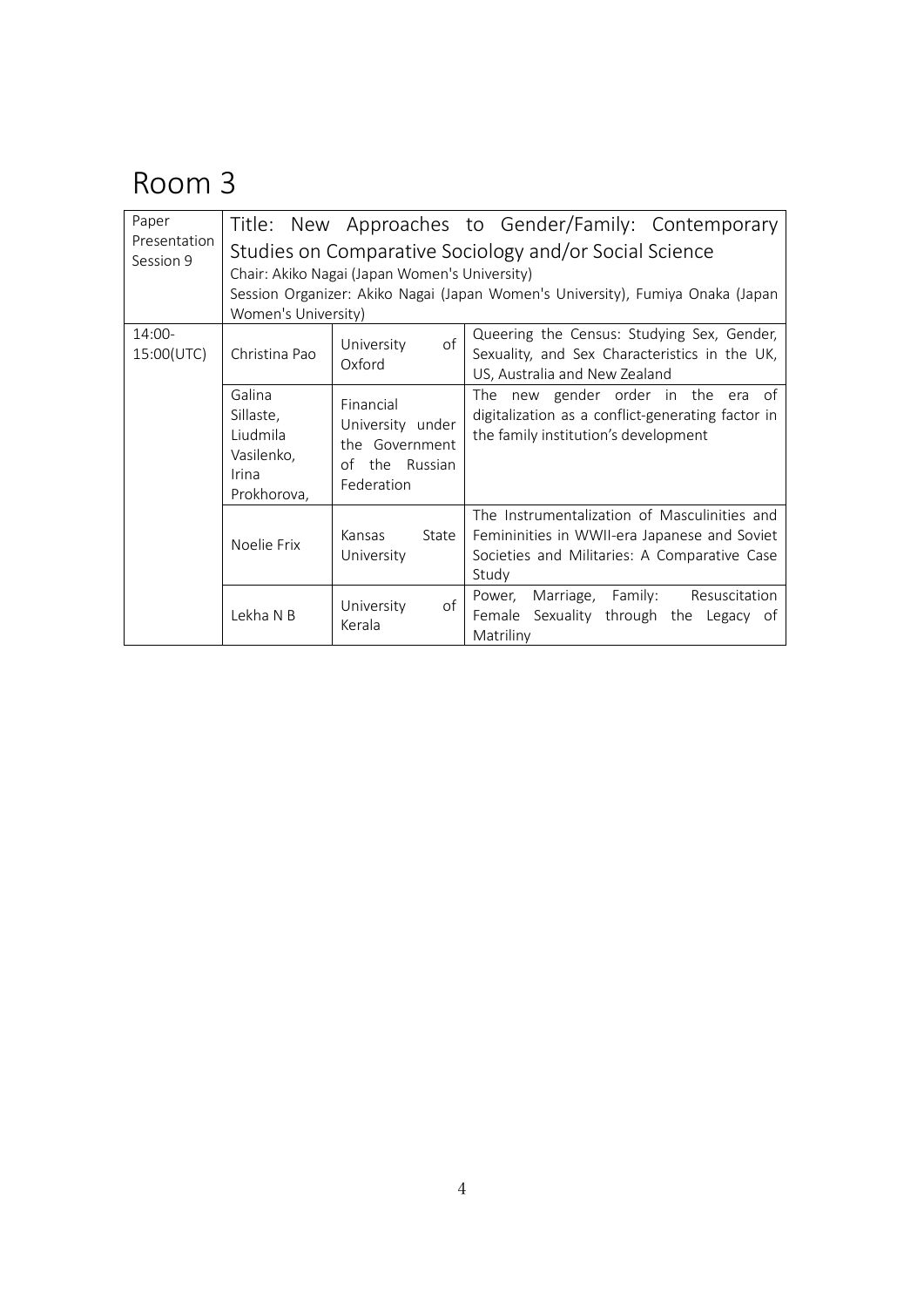# Room 3

| Paper Presentation Session 9 | Title: New Approaches to Gender/Family: Contemporary Studies on Comparative Sociology and/or Social Science<br>Chair: Akiko Nagai (Japan Women's University)<br>Session Organizer: Akiko Nagai (Japan Women's University), Fumiya Onaka (Japan Women's University) | | |
|---|---|---|---|
| 14:00-15:00(UTC) | Christina Pao | University of Oxford | Queering the Census: Studying Sex, Gender, Sexuality, and Sex Characteristics in the UK, US, Australia and New Zealand |
| | Galina Sillaste, Liudmila Vasilenko, Irina Prokhorova, | Financial University under the Government of the Russian Federation | The new gender order in the era of digitalization as a conflict-generating factor in the family institution's development |
| | Noelie Frix | Kansas State University | The Instrumentalization of Masculinities and Femininities in WWII-era Japanese and Soviet Societies and Militaries: A Comparative Case Study |
| | Lekha N B | University of Kerala | Power, Marriage, Family: Resuscitation Female Sexuality through the Legacy of Matriliny |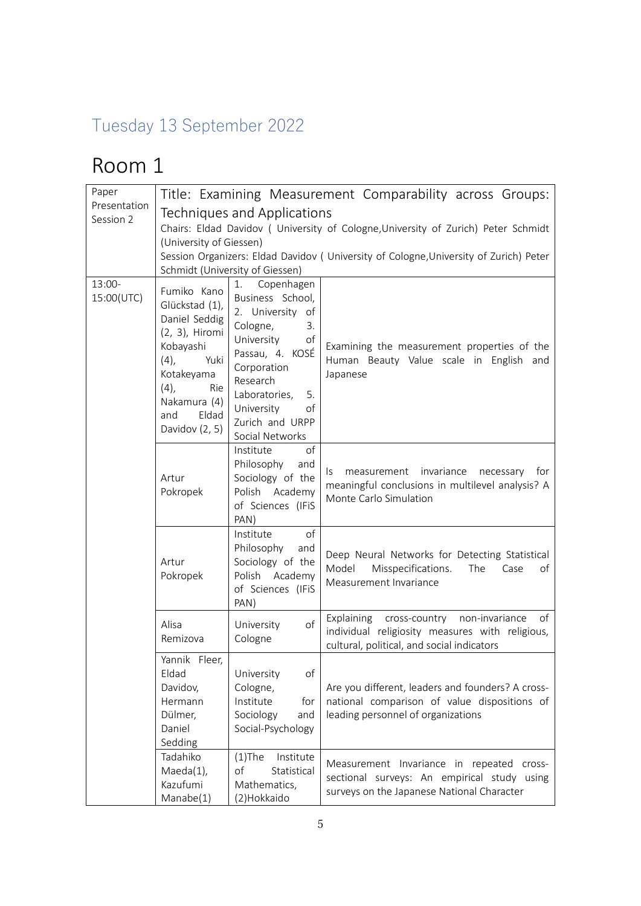## Tuesday 13 September 2022

# Room 1

| Paper Presentation Session 2 | Title: Examining Measurement Comparability across Groups: Techniques and Applications<br>Chairs: Eldad Davidov ( University of Cologne,University of Zurich) Peter Schmidt (University of Giessen)<br>Session Organizers: Eldad Davidov ( University of Cologne,University of Zurich) Peter Schmidt (University of Giessen) | | |
|---|---|---|---|
| 13:00-15:00(UTC) | Fumiko Kano Glückstad (1), Daniel Seddig (2, 3), Hiromi Kobayashi (4), Yuki Kotakeyama (4), Rie Nakamura (4) and Eldad Davidov (2, 5) | 1. Copenhagen Business School, 2. University of Cologne, 3. University of Passau, 4. KOSÉ Corporation Research Laboratories, 5. University of Zurich and URPP Social Networks | Examining the measurement properties of the Human Beauty Value scale in English and Japanese |
| | Artur Pokropek | Institute of Philosophy and Sociology of the Polish Academy of Sciences (IFiS PAN) | Is measurement invariance necessary for meaningful conclusions in multilevel analysis? A Monte Carlo Simulation |
| | Artur Pokropek | Institute of Philosophy and Sociology of the Polish Academy of Sciences (IFiS PAN) | Deep Neural Networks for Detecting Statistical Model Misspecifications. The Case of Measurement Invariance |
| | Alisa Remizova | University of Cologne | Explaining cross-country non-invariance of individual religiosity measures with religious, cultural, political, and social indicators |
| | Yannik Fleer, Eldad Davidov, Hermann Dülmer, Daniel Sedding | University of Cologne, Institute for Sociology and Social-Psychology | Are you different, leaders and founders? A cross-national comparison of value dispositions of leading personnel of organizations |
| | Tadahiko Maeda(1), Kazufumi Manabe(1) | (1)The Institute of Statistical Mathematics, (2)Hokkaido | Measurement Invariance in repeated cross-sectional surveys: An empirical study using surveys on the Japanese National Character |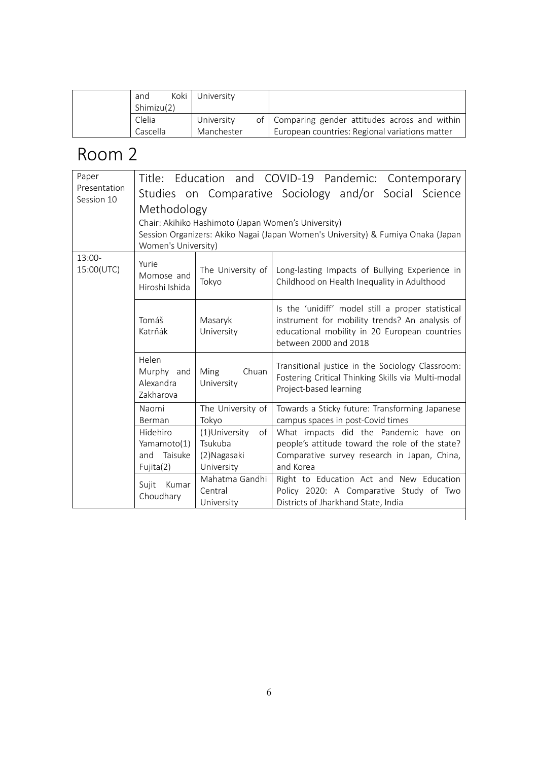|  | and Koki Shimizu(2) | University |  |
|---|---|---|---|
|  | Clelia Cascella | University of Manchester | Comparing gender attitudes across and within European countries: Regional variations matter |

# Room 2

| Paper Presentation Session 10 | Title: Education and COVID-19 Pandemic: Contemporary Studies on Comparative Sociology and/or Social Science Methodology<br>Chair: Akihiko Hashimoto (Japan Women's University)<br>Session Organizers: Akiko Nagai (Japan Women's University) & Fumiya Onaka (Japan Women's University) | | |
|---|---|---|---|
| 13:00-15:00(UTC) | Yurie Momose and Hiroshi Ishida | The University of Tokyo | Long-lasting Impacts of Bullying Experience in Childhood on Health Inequality in Adulthood |
|  | Tomáš Katrňák | Masaryk University | Is the 'unidiff' model still a proper statistical instrument for mobility trends? An analysis of educational mobility in 20 European countries between 2000 and 2018 |
|  | Helen Murphy and Alexandra Zakharova | Ming Chuan University | Transitional justice in the Sociology Classroom: Fostering Critical Thinking Skills via Multi-modal Project-based learning |
|  | Naomi Berman | The University of Tokyo | Towards a Sticky future: Transforming Japanese campus spaces in post-Covid times |
|  | Hidehiro Yamamoto(1) and Taisuke Fujita(2) | (1)University of Tsukuba (2)Nagasaki University | What impacts did the Pandemic have on people's attitude toward the role of the state? Comparative survey research in Japan, China, and Korea |
|  | Sujit Kumar Choudhary | Mahatma Gandhi Central University | Right to Education Act and New Education Policy 2020: A Comparative Study of Two Districts of Jharkhand State, India |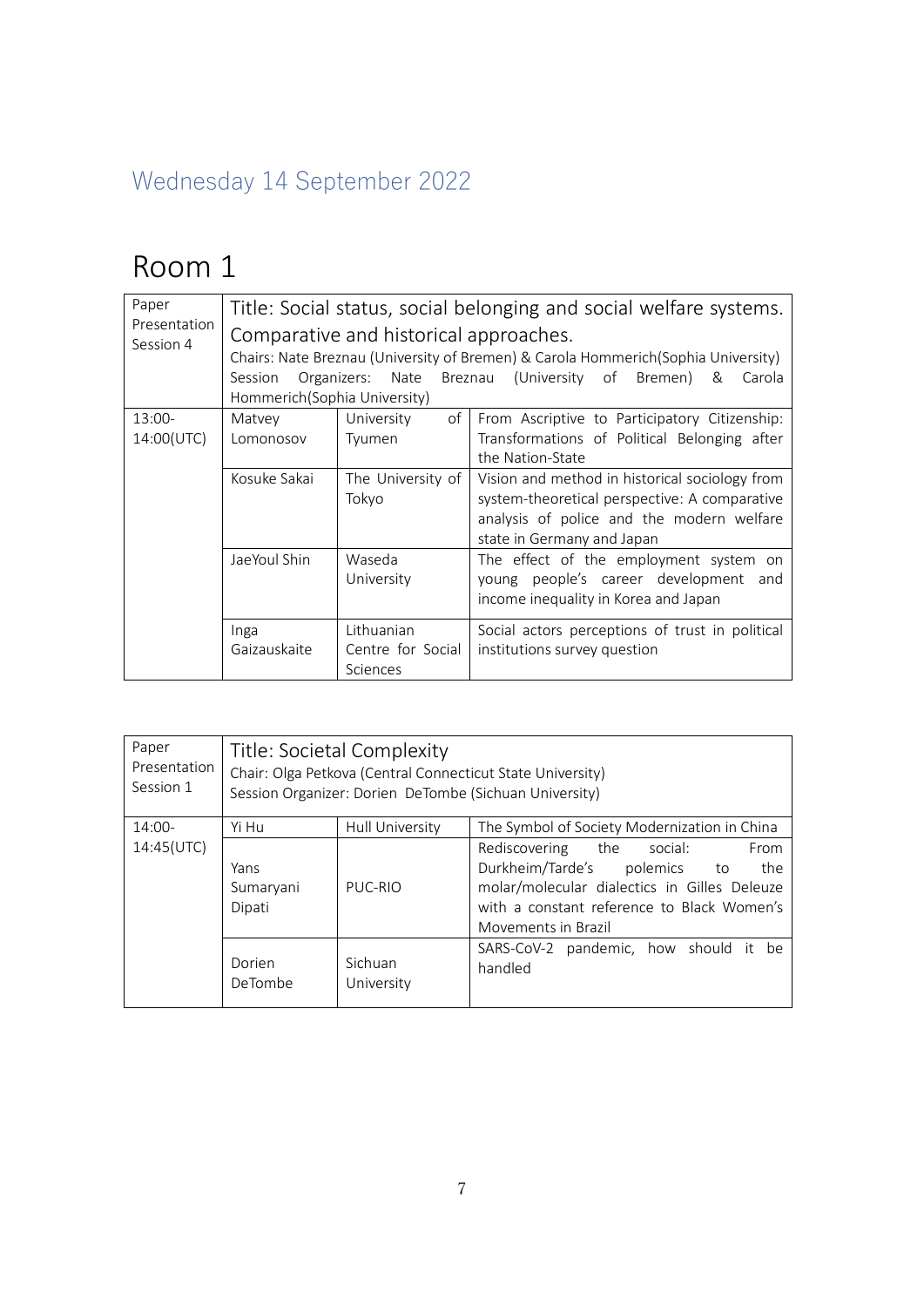## Wednesday 14 September 2022

# Room 1

| Paper Presentation Session 4 | Title: Social status, social belonging and social welfare systems. Comparative and historical approaches.<br>Chairs: Nate Breznau (University of Bremen) & Carola Hommerich(Sophia University)<br>Session Organizers: Nate Breznau (University of Bremen) & Carola Hommerich(Sophia University) | | |
|---|---|---|---|
| 13:00-14:00(UTC) | Matvey Lomonosov | University of Tyumen | From Ascriptive to Participatory Citizenship: Transformations of Political Belonging after the Nation-State |
| | Kosuke Sakai | The University of Tokyo | Vision and method in historical sociology from system-theoretical perspective: A comparative analysis of police and the modern welfare state in Germany and Japan |
| | JaeYoul Shin | Waseda University | The effect of the employment system on young people's career development and income inequality in Korea and Japan |
| | Inga Gaizauskaite | Lithuanian Centre for Social Sciences | Social actors perceptions of trust in political institutions survey question |

| Paper Presentation Session 1 | Title: Societal Complexity<br>Chair: Olga Petkova (Central Connecticut State University)<br>Session Organizer: Dorien DeTombe (Sichuan University) | | |
|---|---|---|---|
| 14:00-14:45(UTC) | Yi Hu | Hull University | The Symbol of Society Modernization in China |
| | Yans Sumaryani Dipati | PUC-RIO | Rediscovering the social: From Durkheim/Tarde's polemics to the molar/molecular dialectics in Gilles Deleuze with a constant reference to Black Women's Movements in Brazil |
| | Dorien DeTombe | Sichuan University | SARS-CoV-2 pandemic, how should it be handled |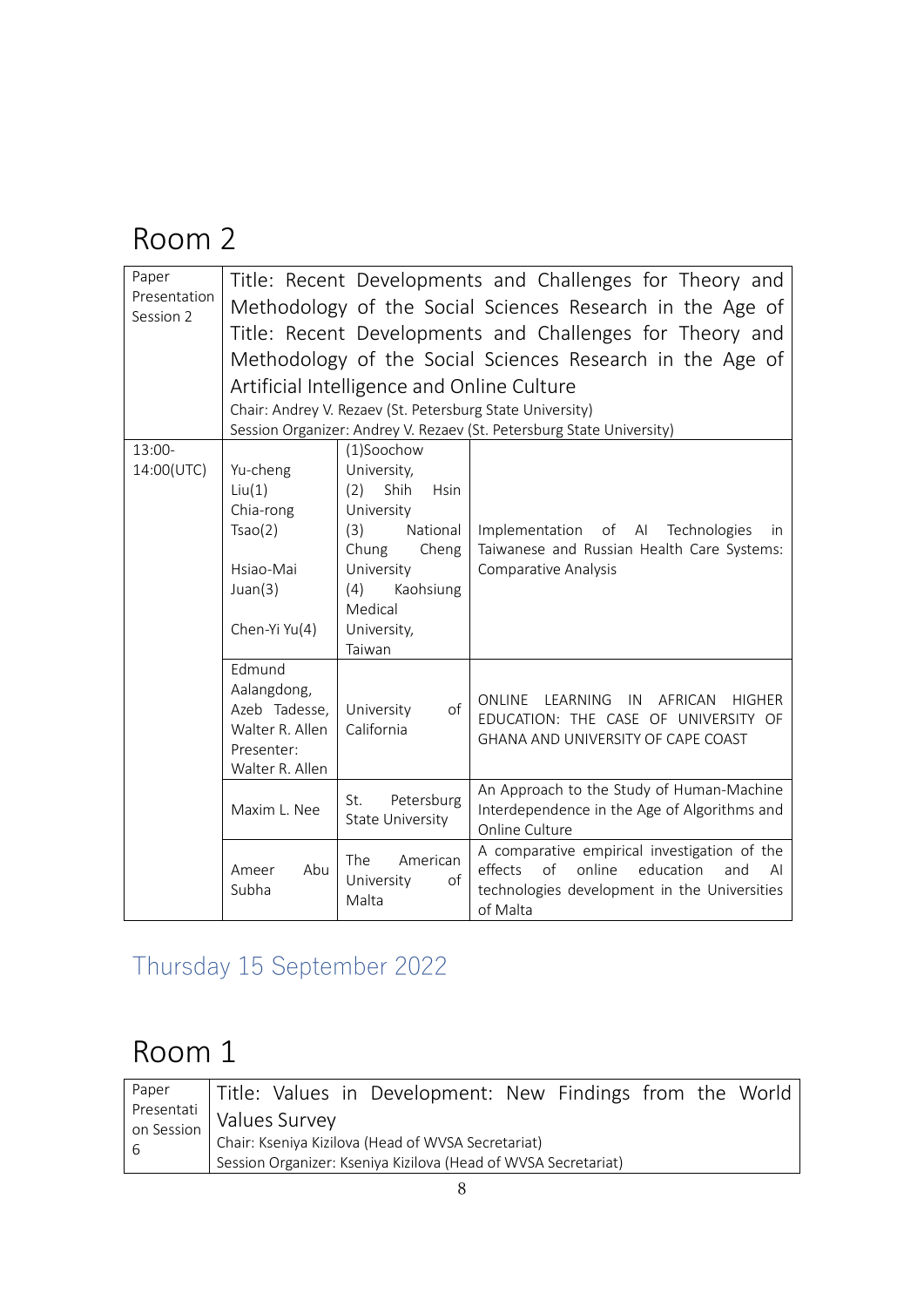# Room 2

| Paper Presentation Session 2 | Title: Recent Developments and Challenges for Theory and Methodology of the Social Sciences Research in the Age of Title: Recent Developments and Challenges for Theory and Methodology of the Social Sciences Research in the Age of Artificial Intelligence and Online Culture<br>Chair: Andrey V. Rezaev (St. Petersburg State University)<br>Session Organizer: Andrey V. Rezaev (St. Petersburg State University) | | |
|---|---|---|---|
| 13:00-14:00(UTC) | Yu-cheng Liu(1)<br>Chia-rong Tsao(2)<br>Hsiao-Mai Juan(3)<br>Chen-Yi Yu(4) | (1)Soochow University,<br>(2) Shih Hsin University<br>(3) National Chung Cheng University<br>(4) Kaohsiung Medical University, Taiwan | Implementation of AI Technologies in Taiwanese and Russian Health Care Systems: Comparative Analysis |
| | Edmund Aalangdong, Azeb Tadesse, Walter R. Allen<br>Presenter: Walter R. Allen | University of California | ONLINE LEARNING IN AFRICAN HIGHER EDUCATION: THE CASE OF UNIVERSITY OF GHANA AND UNIVERSITY OF CAPE COAST |
| | Maxim L. Nee | St. Petersburg State University | An Approach to the Study of Human-Machine Interdependence in the Age of Algorithms and Online Culture |
| | Ameer Abu Subha | The American University of Malta | A comparative empirical investigation of the effects of online education and AI technologies development in the Universities of Malta |

## Thursday 15 September 2022

# Room 1

| Paper Presentation Session 6 | Title: Values in Development: New Findings from the World Values Survey<br>Chair: Kseniya Kizilova (Head of WVSA Secretariat)<br>Session Organizer: Kseniya Kizilova (Head of WVSA Secretariat) |
|---|---|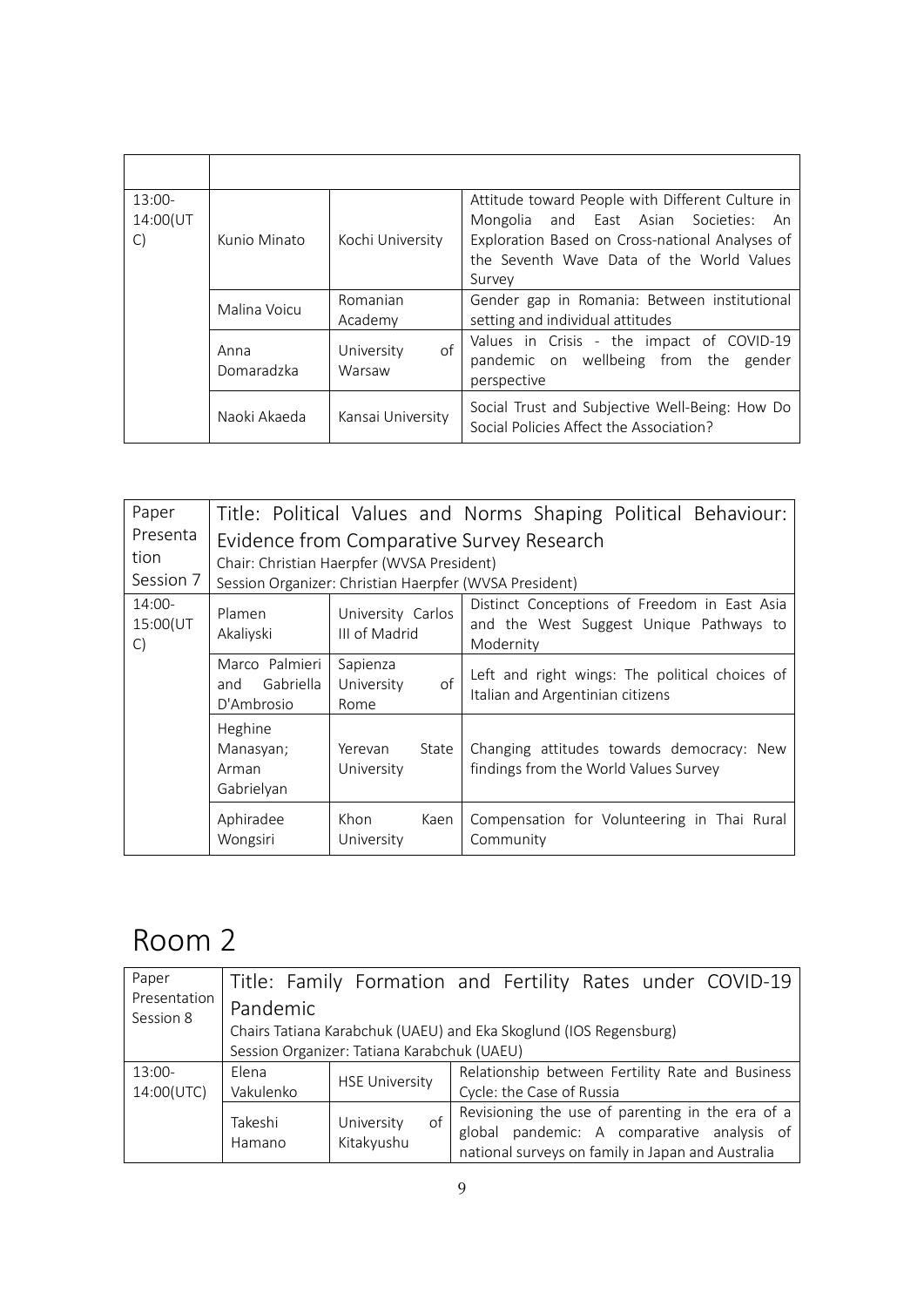| | | | |
|---|---|---|---|
| 13:00-14:00(UTC) | Kunio Minato | Kochi University | Attitude toward People with Different Culture in Mongolia and East Asian Societies: An Exploration Based on Cross-national Analyses of the Seventh Wave Data of the World Values Survey |
| | Malina Voicu | Romanian Academy | Gender gap in Romania: Between institutional setting and individual attitudes |
| | Anna Domaradzka | University of Warsaw | Values in Crisis - the impact of COVID-19 pandemic on wellbeing from the gender perspective |
| | Naoki Akaeda | Kansai University | Social Trust and Subjective Well-Being: How Do Social Policies Affect the Association? |

| Paper Presentation Session 7 | Title: Political Values and Norms Shaping Political Behaviour: Evidence from Comparative Survey Research<br>Chair: Christian Haerpfer (WVSA President)<br>Session Organizer: Christian Haerpfer (WVSA President) | | |
|---|---|---|---|
| 14:00-15:00(UTC) | Plamen Akaliyski | University Carlos III of Madrid | Distinct Conceptions of Freedom in East Asia and the West Suggest Unique Pathways to Modernity |
| | Marco Palmieri and Gabriella D'Ambrosio | Sapienza University of Rome | Left and right wings: The political choices of Italian and Argentinian citizens |
| | Heghine Manasyan; Arman Gabrielyan | Yerevan State University | Changing attitudes towards democracy: New findings from the World Values Survey |
| | Aphiradee Wongsiri | Khon Kaen University | Compensation for Volunteering in Thai Rural Community |

# Room 2

| Paper Presentation Session 8 | Title: Family Formation and Fertility Rates under COVID-19 Pandemic<br>Chairs Tatiana Karabchuk (UAEU) and Eka Skoglund (IOS Regensburg)<br>Session Organizer: Tatiana Karabchuk (UAEU) | | |
|---|---|---|---|
| 13:00-14:00(UTC) | Elena Vakulenko | HSE University | Relationship between Fertility Rate and Business Cycle: the Case of Russia |
| | Takeshi Hamano | University of Kitakyushu | Revisioning the use of parenting in the era of a global pandemic: A comparative analysis of national surveys on family in Japan and Australia |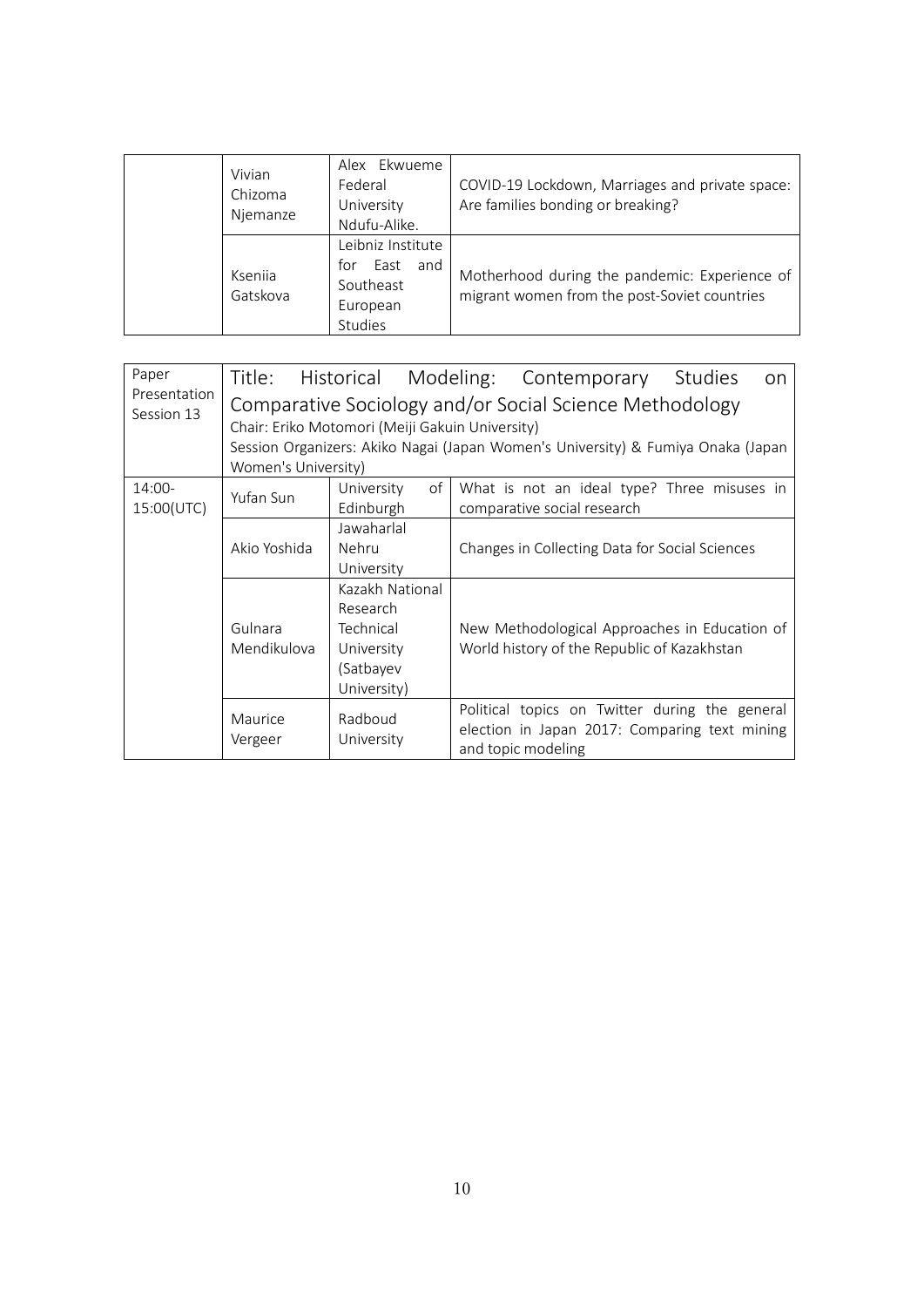| | | | |
|---|---|---|---|
| | Vivian Chizoma Njemanze | Alex Ekwueme Federal University Ndufu-Alike. | COVID-19 Lockdown, Marriages and private space: Are families bonding or breaking? |
| | Kseniia Gatskova | Leibniz Institute for East and Southeast European Studies | Motherhood during the pandemic: Experience of migrant women from the post-Soviet countries |

| Paper Presentation Session 13 | Title: Historical Modeling: Contemporary Studies on Comparative Sociology and/or Social Science Methodology<br>Chair: Eriko Motomori (Meiji Gakuin University)<br>Session Organizers: Akiko Nagai (Japan Women's University) & Fumiya Onaka (Japan Women's University) | | |
|---|---|---|---|
| 14:00-15:00(UTC) | Yufan Sun | University of Edinburgh | What is not an ideal type? Three misuses in comparative social research |
| | Akio Yoshida | Jawaharlal Nehru University | Changes in Collecting Data for Social Sciences |
| | Gulnara Mendikulova | Kazakh National Research Technical University (Satbayev University) | New Methodological Approaches in Education of World history of the Republic of Kazakhstan |
| | Maurice Vergeer | Radboud University | Political topics on Twitter during the general election in Japan 2017: Comparing text mining and topic modeling |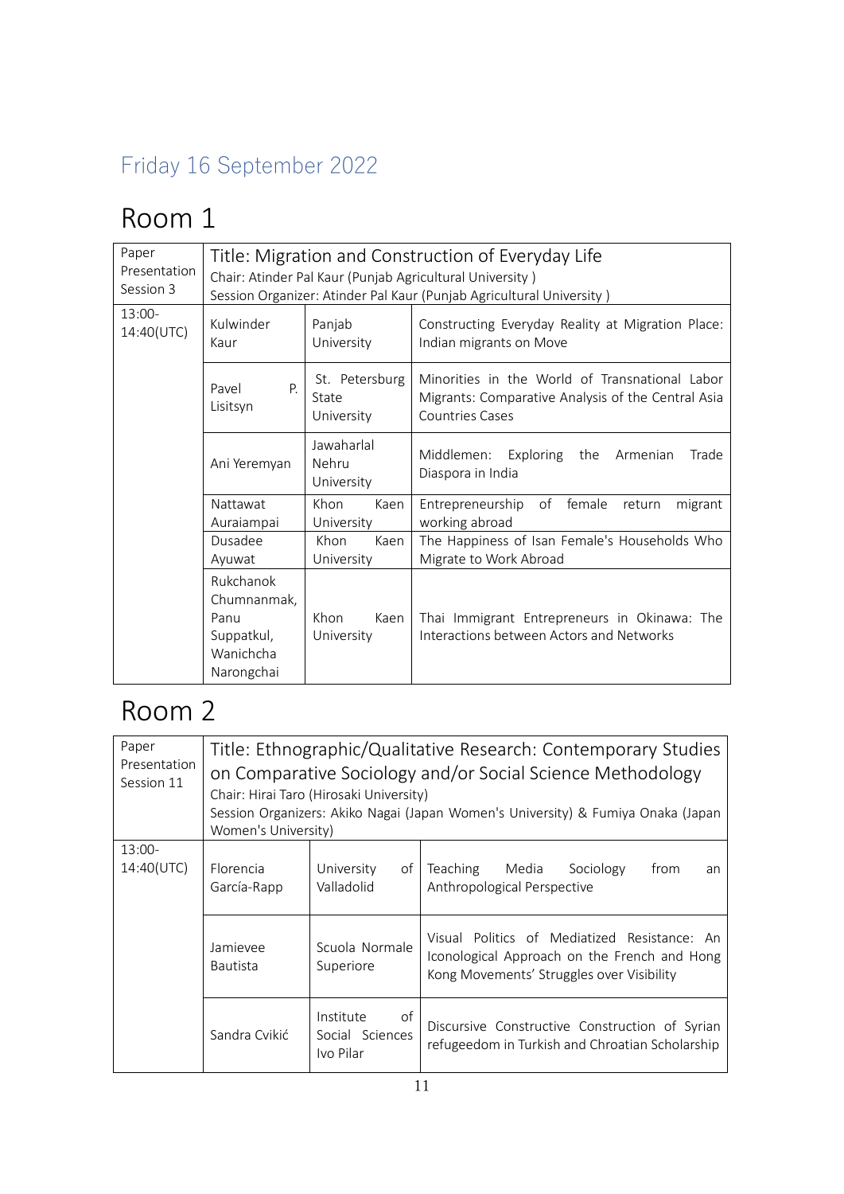## Friday 16 September 2022

# Room 1

| Paper Presentation Session 3 | Title: Migration and Construction of Everyday Life<br>Chair: Atinder Pal Kaur (Punjab Agricultural University )<br>Session Organizer: Atinder Pal Kaur (Punjab Agricultural University ) | | |
|---|---|---|---|
| 13:00-14:40(UTC) | Kulwinder Kaur | Panjab University | Constructing Everyday Reality at Migration Place: Indian migrants on Move |
| | Pavel P. Lisitsyn | St. Petersburg State University | Minorities in the World of Transnational Labor Migrants: Comparative Analysis of the Central Asia Countries Cases |
| | Ani Yeremyan | Jawaharlal Nehru University | Middlemen: Exploring the Armenian Trade Diaspora in India |
| | Nattawat Auraiampai | Khon Kaen University | Entrepreneurship of female return migrant working abroad |
| | Dusadee Ayuwat | Khon Kaen University | The Happiness of Isan Female's Households Who Migrate to Work Abroad |
| | Rukchanok Chumnanmak, Panu Suppatkul, Wanichcha Narongchai | Khon Kaen University | Thai Immigrant Entrepreneurs in Okinawa: The Interactions between Actors and Networks |

# Room 2

| Paper Presentation Session 11 | Title: Ethnographic/Qualitative Research: Contemporary Studies on Comparative Sociology and/or Social Science Methodology<br>Chair: Hirai Taro (Hirosaki University)<br>Session Organizers: Akiko Nagai (Japan Women's University) & Fumiya Onaka (Japan Women's University) | | |
|---|---|---|---|
| 13:00-14:40(UTC) | Florencia García-Rapp | University of Valladolid | Teaching Media Sociology from an Anthropological Perspective |
| | Jamievee Bautista | Scuola Normale Superiore | Visual Politics of Mediatized Resistance: An Iconological Approach on the French and Hong Kong Movements' Struggles over Visibility |
| | Sandra Cvikić | Institute of Social Sciences Ivo Pilar | Discursive Constructive Construction of Syrian refugeedom in Turkish and Chroatian Scholarship |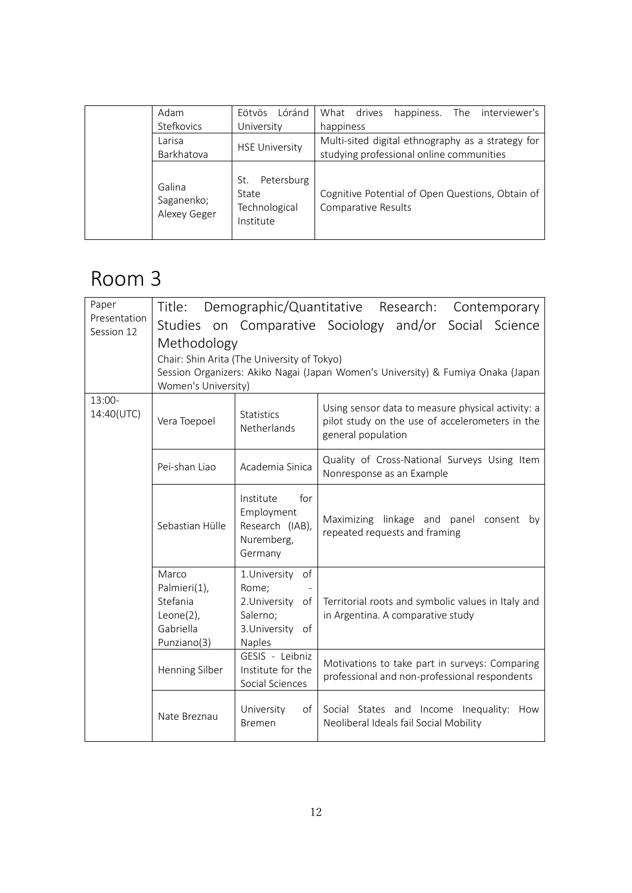| | Name | Affiliation | Title |
|---|---|---|---|
| | Adam Stefkovics | Eötvös Lóránd University | What drives happiness. The interviewer's happiness |
| | Larisa Barkhatova | HSE University | Multi-sited digital ethnography as a strategy for studying professional online communities |
| | Galina Saganenko; Alexey Geger | St. Petersburg State Technological Institute | Cognitive Potential of Open Questions, Obtain of Comparative Results |

# Room 3

| Paper Presentation Session 12 | Title: Demographic/Quantitative Research: Contemporary Studies on Comparative Sociology and/or Social Science Methodology<br>Chair: Shin Arita (The University of Tokyo)<br>Session Organizers: Akiko Nagai (Japan Women's University) & Fumiya Onaka (Japan Women's University) | | |
|---|---|---|---|
| 13:00-14:40(UTC) | Vera Toepoel | Statistics Netherlands | Using sensor data to measure physical activity: a pilot study on the use of accelerometers in the general population |
| | Pei-shan Liao | Academia Sinica | Quality of Cross-National Surveys Using Item Nonresponse as an Example |
| | Sebastian Hülle | Institute for Employment Research (IAB), Nuremberg, Germany | Maximizing linkage and panel consent by repeated requests and framing |
| | Marco Palmieri(1), Stefania Leone(2), Gabriella Punziano(3) | 1.University of Rome; - 2.University of Salerno; 3.University of Naples | Territorial roots and symbolic values in Italy and in Argentina. A comparative study |
| | Henning Silber | GESIS - Leibniz Institute for the Social Sciences | Motivations to take part in surveys: Comparing professional and non-professional respondents |
| | Nate Breznau | University of Bremen | Social States and Income Inequality: How Neoliberal Ideals fail Social Mobility |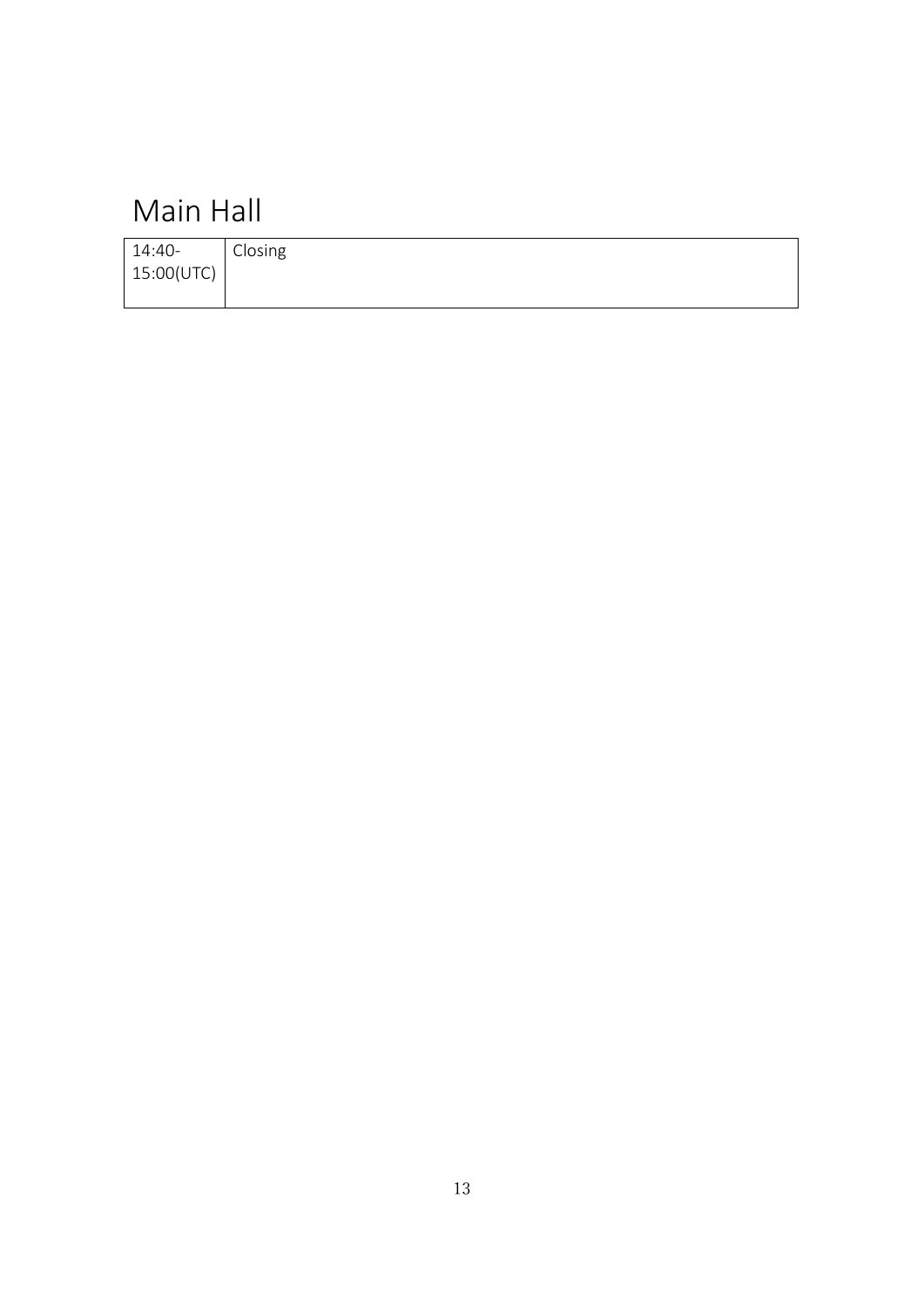# Main Hall

| | |
|---|---|
| 14:40-15:00(UTC) | Closing |